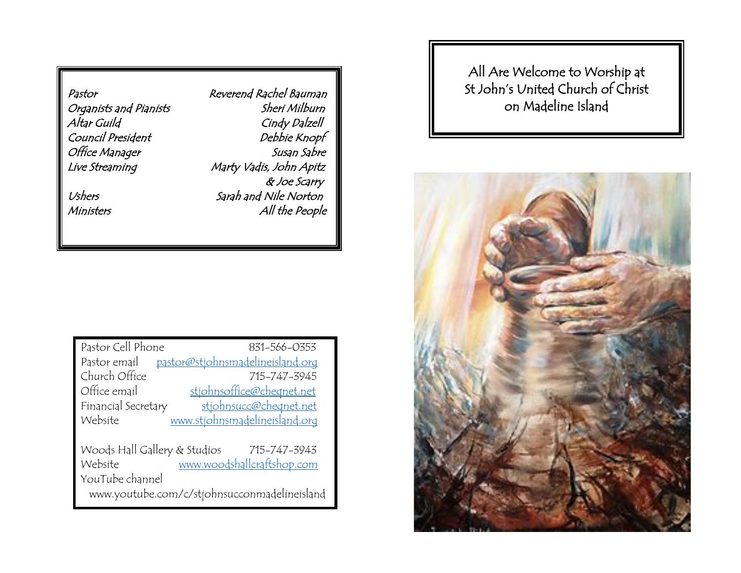| | |
|---|---|
| *Pastor* | *Reverend Rachel Bauman* |
| *Organists and Pianists* | *Sheri Milburn* |
| *Altar Guild* | *Cindy Dalzell* |
| *Council President* | *Debbie Knopf* |
| *Office Manager* | *Susan Sabre* |
| *Live Streaming* | *Marty Vadis, John Apitz & Joe Scarry* |
| *Ushers* | *Sarah and Nile Norton* |
| *Ministers* | *All the People* |

| | |
|---|---|
| Pastor Cell Phone | 831-566-0353 |
| Pastor email | pastor@stjohnsmadelineisland.org |
| Church Office | 715-747-3945 |
| Office email | stjohnsoffice@cheqnet.net |
| Financial Secretary | stjohnsucc@cheqnet.net |
| Website | www.stjohnsmadelineisland.org |

| | |
|---|---|
| Woods Hall Gallery & Studios | 715-747-3943 |
| Website | www.woodshallcraftshop.com |

YouTube channel
www.youtube.com/c/stjohnsucconmadelineisland

# All Are Welcome to Worship at St John's United Church of Christ on Madeline Island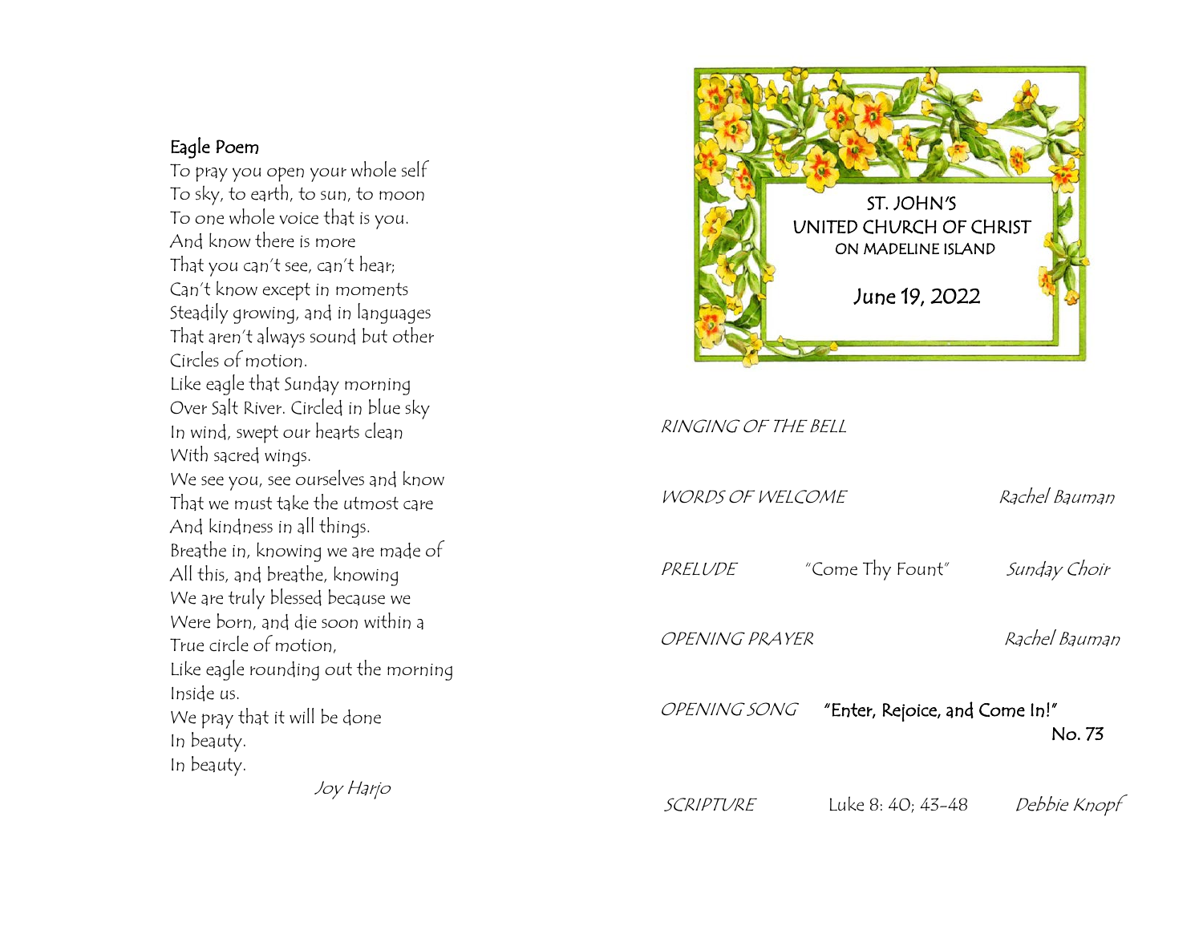**Eagle Poem**

To pray you open your whole self
To sky, to earth, to sun, to moon
To one whole voice that is you.
And know there is more
That you can't see, can't hear;
Can't know except in moments
Steadily growing, and in languages
That aren't always sound but other
Circles of motion.
Like eagle that Sunday morning
Over Salt River. Circled in blue sky
In wind, swept our hearts clean
With sacred wings.
We see you, see ourselves and know
That we must take the utmost care
And kindness in all things.
Breathe in, knowing we are made of
All this, and breathe, knowing
We are truly blessed because we
Were born, and die soon within a
True circle of motion,
Like eagle rounding out the morning
Inside us.
We pray that it will be done
In beauty.
In beauty.

*Joy Harjo*

ST. JOHN'S
UNITED CHURCH OF CHRIST
ON MADELINE ISLAND

June 19, 2022

*RINGING OF THE BELL*

*WORDS OF WELCOME* — *Rachel Bauman*

*PRELUDE* — "Come Thy Fount" — *Sunday Choir*

*OPENING PRAYER* — *Rachel Bauman*

*OPENING SONG* — "Enter, Rejoice, and Come In!" — No. 73

*SCRIPTURE* — Luke 8: 40; 43-48 — *Debbie Knopf*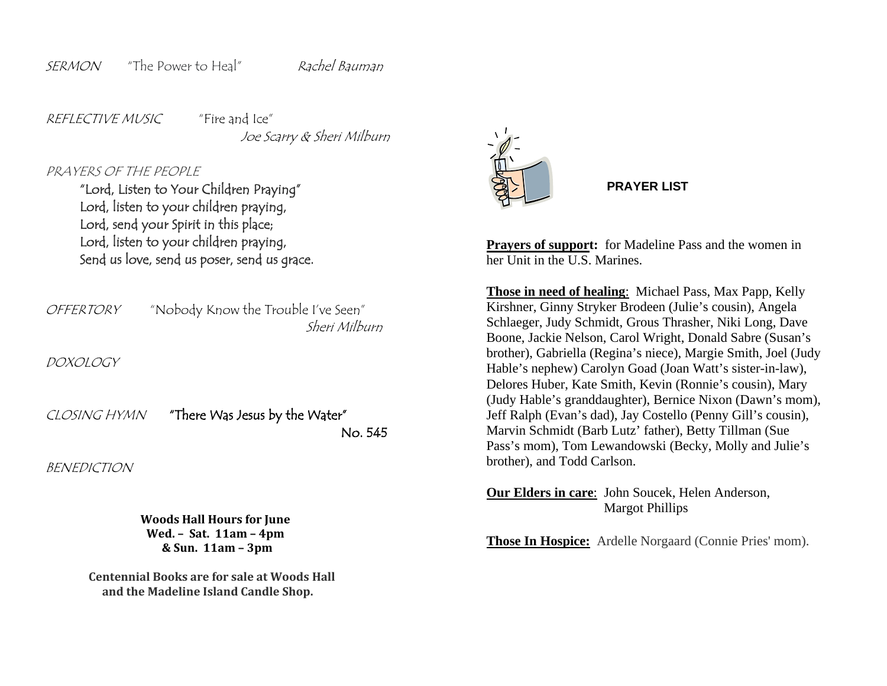*SERMON* "The Power to Heal" *Rachel Bauman*

*REFLECTIVE MUSIC* "Fire and Ice"
*Joe Scarry & Sheri Milburn*

*PRAYERS OF THE PEOPLE*

"Lord, Listen to Your Children Praying"
Lord, listen to your children praying,
Lord, send your Spirit in this place;
Lord, listen to your children praying,
Send us love, send us poser, send us grace.

*OFFERTORY* "Nobody Know the Trouble I've Seen"
*Sheri Milburn*

*DOXOLOGY*

*CLOSING HYMN* "There Was Jesus by the Water"
No. 545

*BENEDICTION*

**Woods Hall Hours for June**
**Wed. – Sat. 11am – 4pm**
**& Sun. 11am – 3pm**

**Centennial Books are for sale at Woods Hall and the Madeline Island Candle Shop.**

**PRAYER LIST**

**Prayers of support:** for Madeline Pass and the women in her Unit in the U.S. Marines.

**Those in need of healing**: Michael Pass, Max Papp, Kelly Kirshner, Ginny Stryker Brodeen (Julie's cousin), Angela Schlaeger, Judy Schmidt, Grous Thrasher, Niki Long, Dave Boone, Jackie Nelson, Carol Wright, Donald Sabre (Susan's brother), Gabriella (Regina's niece), Margie Smith, Joel (Judy Hable's nephew) Carolyn Goad (Joan Watt's sister-in-law), Delores Huber, Kate Smith, Kevin (Ronnie's cousin), Mary (Judy Hable's granddaughter), Bernice Nixon (Dawn's mom), Jeff Ralph (Evan's dad), Jay Costello (Penny Gill's cousin), Marvin Schmidt (Barb Lutz' father), Betty Tillman (Sue Pass's mom), Tom Lewandowski (Becky, Molly and Julie's brother), and Todd Carlson.

**Our Elders in care**: John Soucek, Helen Anderson, Margot Phillips

**Those In Hospice:** Ardelle Norgaard (Connie Pries' mom).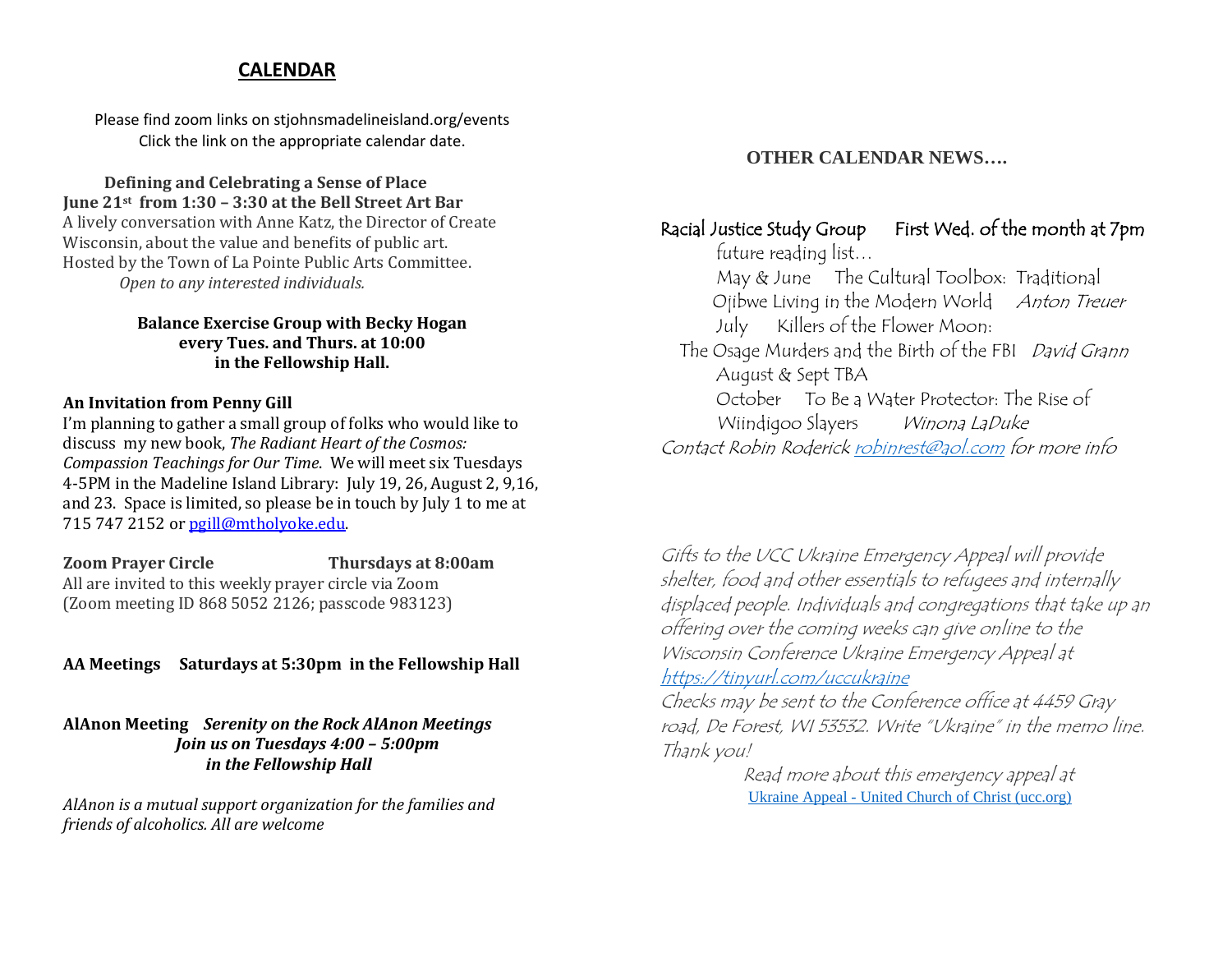# CALENDAR

Please find zoom links on stjohnsmadelineisland.org/events
Click the link on the appropriate calendar date.

**Defining and Celebrating a Sense of Place**
**June 21st from 1:30 – 3:30 at the Bell Street Art Bar**
A lively conversation with Anne Katz, the Director of Create Wisconsin, about the value and benefits of public art. Hosted by the Town of La Pointe Public Arts Committee.
*Open to any interested individuals.*

**Balance Exercise Group with Becky Hogan**
**every Tues. and Thurs. at 10:00**
**in the Fellowship Hall.**

**An Invitation from Penny Gill**
I'm planning to gather a small group of folks who would like to discuss my new book, *The Radiant Heart of the Cosmos: Compassion Teachings for Our Time*. We will meet six Tuesdays 4-5PM in the Madeline Island Library: July 19, 26, August 2, 9,16, and 23. Space is limited, so please be in touch by July 1 to me at 715 747 2152 or pgill@mtholyoke.edu.

**Zoom Prayer Circle** **Thursdays at 8:00am**
All are invited to this weekly prayer circle via Zoom
(Zoom meeting ID 868 5052 2126; passcode 983123)

**AA Meetings Saturdays at 5:30pm in the Fellowship Hall**

**AlAnon Meeting** ***Serenity on the Rock AlAnon Meetings***
***Join us on Tuesdays 4:00 – 5:00pm***
***in the Fellowship Hall***

*AlAnon is a mutual support organization for the families and friends of alcoholics. All are welcome*

## OTHER CALENDAR NEWS….

Racial Justice Study Group First Wed. of the month at 7pm

future reading list…

May & June The Cultural Toolbox: Traditional Ojibwe Living in the Modern World *Anton Treuer*

July Killers of the Flower Moon: The Osage Murders and the Birth of the FBI *David Grann*

August & Sept TBA

October To Be a Water Protector: The Rise of Wiindigoo Slayers *Winona LaDuke*

*Contact Robin Roderick robinrest@aol.com for more info*

*Gifts to the UCC Ukraine Emergency Appeal will provide shelter, food and other essentials to refugees and internally displaced people. Individuals and congregations that take up an offering over the coming weeks can give online to the Wisconsin Conference Ukraine Emergency Appeal at https://tinyurl.com/uccukraine*
*Checks may be sent to the Conference office at 4459 Gray road, De Forest, WI 53532. Write "Ukraine" in the memo line. Thank you!*

*Read more about this emergency appeal at*
Ukraine Appeal - United Church of Christ (ucc.org)